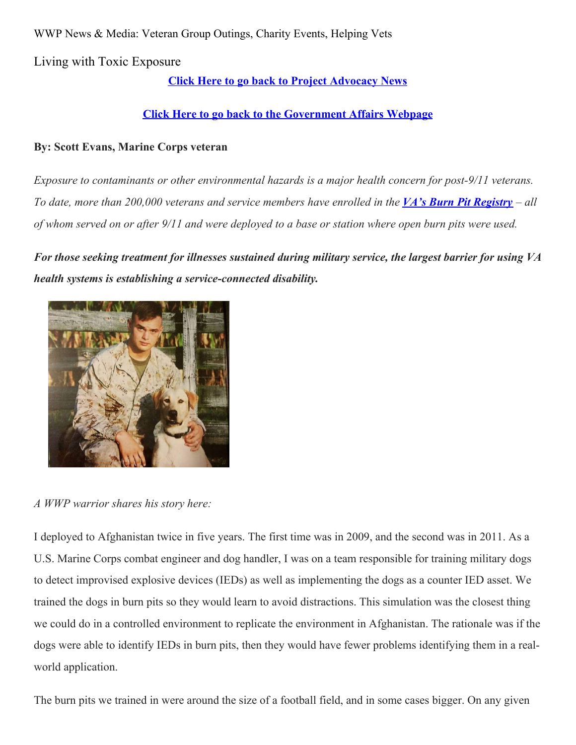WWP News & Media: Veteran Group Outings, Charity Events, Helping Vets

# Living with Toxic Exposure

**[Click Here to go back to Project Advocacy News](#)**

**[Click Here to go back to the Government Affairs Webpage](#)**

**By: Scott Evans, Marine Corps veteran**

*Exposure to contaminants or other environmental hazards is a major health concern for post-9/11 veterans. To date, more than 200,000 veterans and service members have enrolled in the **[VA's Burn Pit Registry](#)** – all of whom served on or after 9/11 and were deployed to a base or station where open burn pits were used.*

***For those seeking treatment for illnesses sustained during military service, the largest barrier for using VA health systems is establishing a service-connected disability.***

*A WWP warrior shares his story here:*

I deployed to Afghanistan twice in five years. The first time was in 2009, and the second was in 2011. As a U.S. Marine Corps combat engineer and dog handler, I was on a team responsible for training military dogs to detect improvised explosive devices (IEDs) as well as implementing the dogs as a counter IED asset. We trained the dogs in burn pits so they would learn to avoid distractions. This simulation was the closest thing we could do in a controlled environment to replicate the environment in Afghanistan. The rationale was if the dogs were able to identify IEDs in burn pits, then they would have fewer problems identifying them in a real-world application.

The burn pits we trained in were around the size of a football field, and in some cases bigger. On any given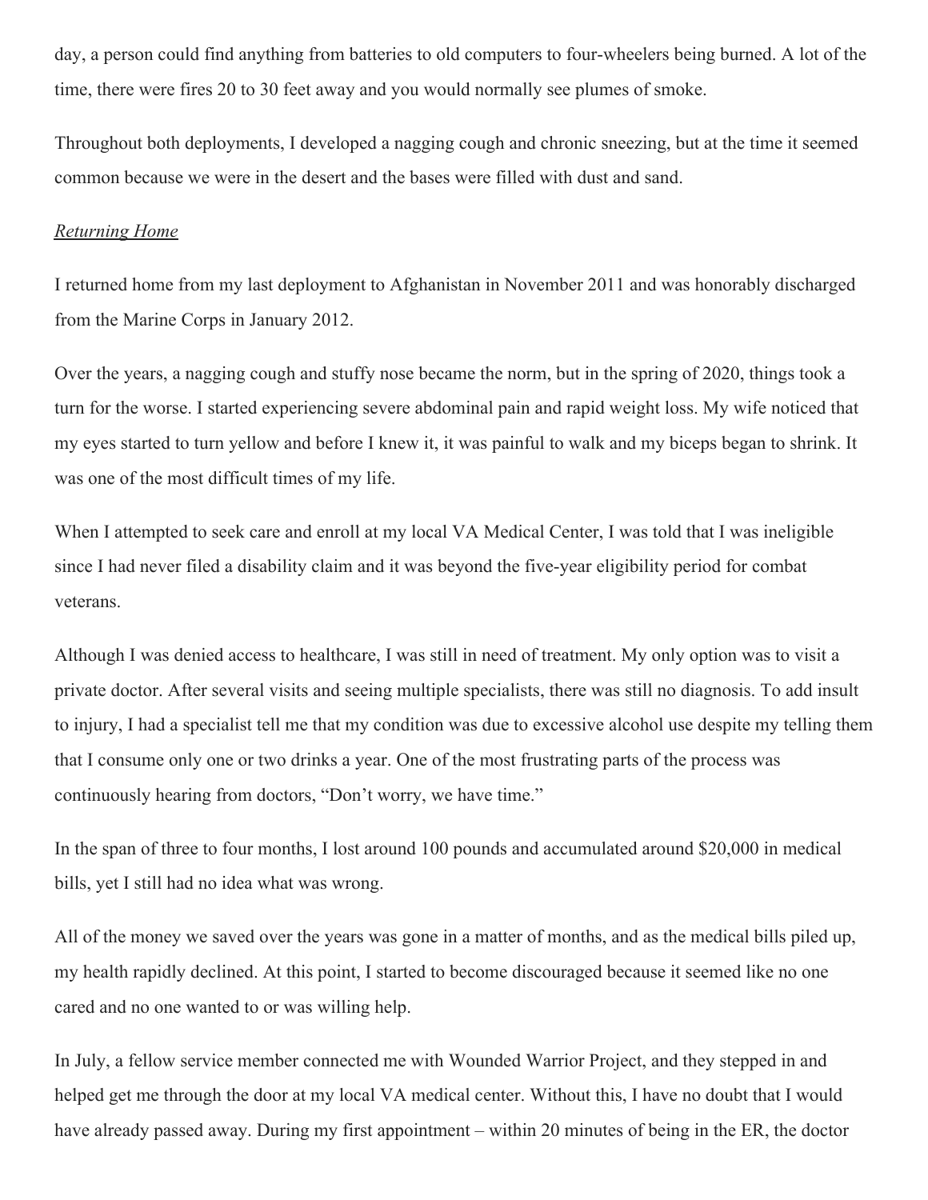day, a person could find anything from batteries to old computers to four-wheelers being burned. A lot of the time, there were fires 20 to 30 feet away and you would normally see plumes of smoke.

Throughout both deployments, I developed a nagging cough and chronic sneezing, but at the time it seemed common because we were in the desert and the bases were filled with dust and sand.

*Returning Home*

I returned home from my last deployment to Afghanistan in November 2011 and was honorably discharged from the Marine Corps in January 2012.

Over the years, a nagging cough and stuffy nose became the norm, but in the spring of 2020, things took a turn for the worse. I started experiencing severe abdominal pain and rapid weight loss. My wife noticed that my eyes started to turn yellow and before I knew it, it was painful to walk and my biceps began to shrink. It was one of the most difficult times of my life.

When I attempted to seek care and enroll at my local VA Medical Center, I was told that I was ineligible since I had never filed a disability claim and it was beyond the five-year eligibility period for combat veterans.

Although I was denied access to healthcare, I was still in need of treatment. My only option was to visit a private doctor. After several visits and seeing multiple specialists, there was still no diagnosis. To add insult to injury, I had a specialist tell me that my condition was due to excessive alcohol use despite my telling them that I consume only one or two drinks a year. One of the most frustrating parts of the process was continuously hearing from doctors, "Don't worry, we have time."

In the span of three to four months, I lost around 100 pounds and accumulated around $20,000 in medical bills, yet I still had no idea what was wrong.

All of the money we saved over the years was gone in a matter of months, and as the medical bills piled up, my health rapidly declined. At this point, I started to become discouraged because it seemed like no one cared and no one wanted to or was willing help.

In July, a fellow service member connected me with Wounded Warrior Project, and they stepped in and helped get me through the door at my local VA medical center. Without this, I have no doubt that I would have already passed away. During my first appointment – within 20 minutes of being in the ER, the doctor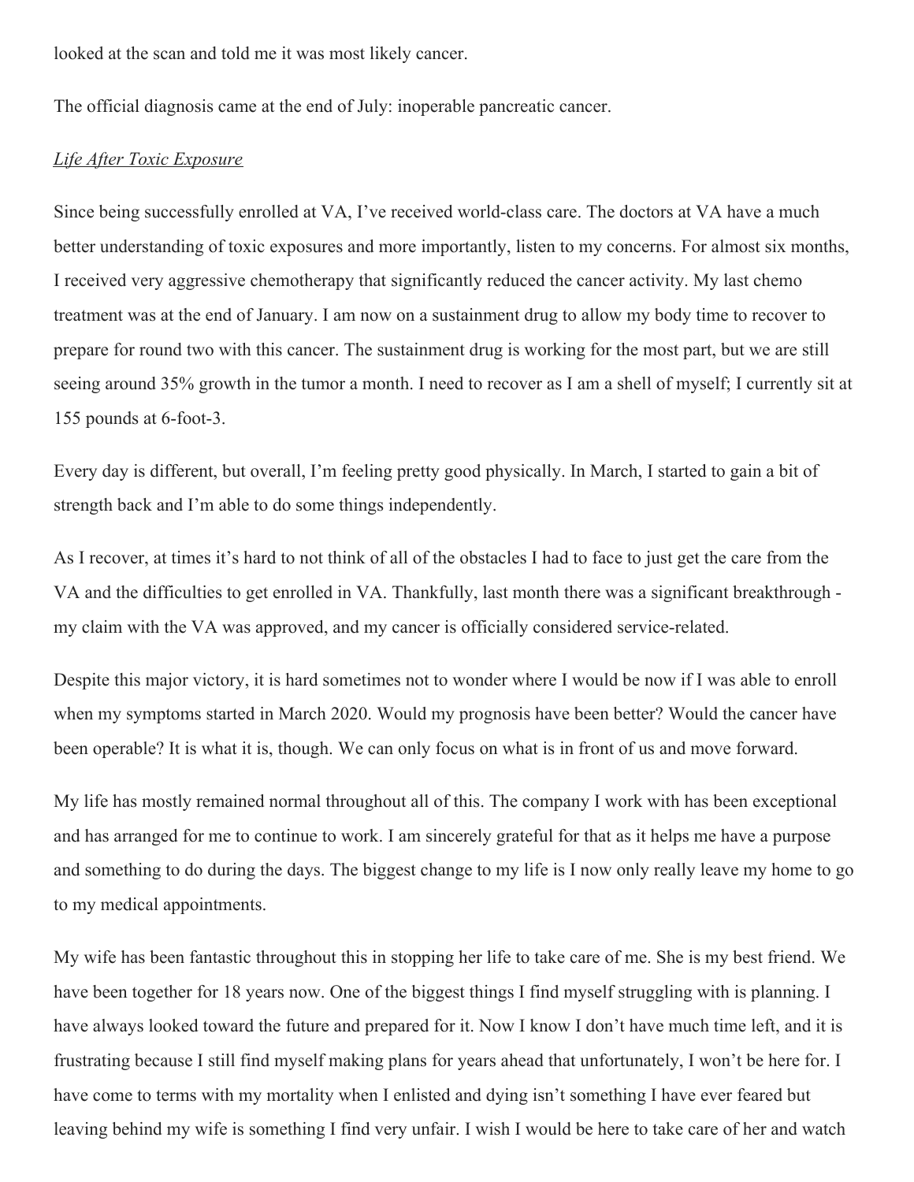looked at the scan and told me it was most likely cancer.

The official diagnosis came at the end of July: inoperable pancreatic cancer.

*Life After Toxic Exposure*

Since being successfully enrolled at VA, I've received world-class care. The doctors at VA have a much better understanding of toxic exposures and more importantly, listen to my concerns. For almost six months, I received very aggressive chemotherapy that significantly reduced the cancer activity. My last chemo treatment was at the end of January. I am now on a sustainment drug to allow my body time to recover to prepare for round two with this cancer. The sustainment drug is working for the most part, but we are still seeing around 35% growth in the tumor a month. I need to recover as I am a shell of myself; I currently sit at 155 pounds at 6-foot-3.

Every day is different, but overall, I'm feeling pretty good physically. In March, I started to gain a bit of strength back and I'm able to do some things independently.

As I recover, at times it's hard to not think of all of the obstacles I had to face to just get the care from the VA and the difficulties to get enrolled in VA. Thankfully, last month there was a significant breakthrough - my claim with the VA was approved, and my cancer is officially considered service-related.

Despite this major victory, it is hard sometimes not to wonder where I would be now if I was able to enroll when my symptoms started in March 2020. Would my prognosis have been better? Would the cancer have been operable? It is what it is, though. We can only focus on what is in front of us and move forward.

My life has mostly remained normal throughout all of this. The company I work with has been exceptional and has arranged for me to continue to work. I am sincerely grateful for that as it helps me have a purpose and something to do during the days. The biggest change to my life is I now only really leave my home to go to my medical appointments.

My wife has been fantastic throughout this in stopping her life to take care of me. She is my best friend. We have been together for 18 years now. One of the biggest things I find myself struggling with is planning. I have always looked toward the future and prepared for it. Now I know I don't have much time left, and it is frustrating because I still find myself making plans for years ahead that unfortunately, I won't be here for. I have come to terms with my mortality when I enlisted and dying isn't something I have ever feared but leaving behind my wife is something I find very unfair. I wish I would be here to take care of her and watch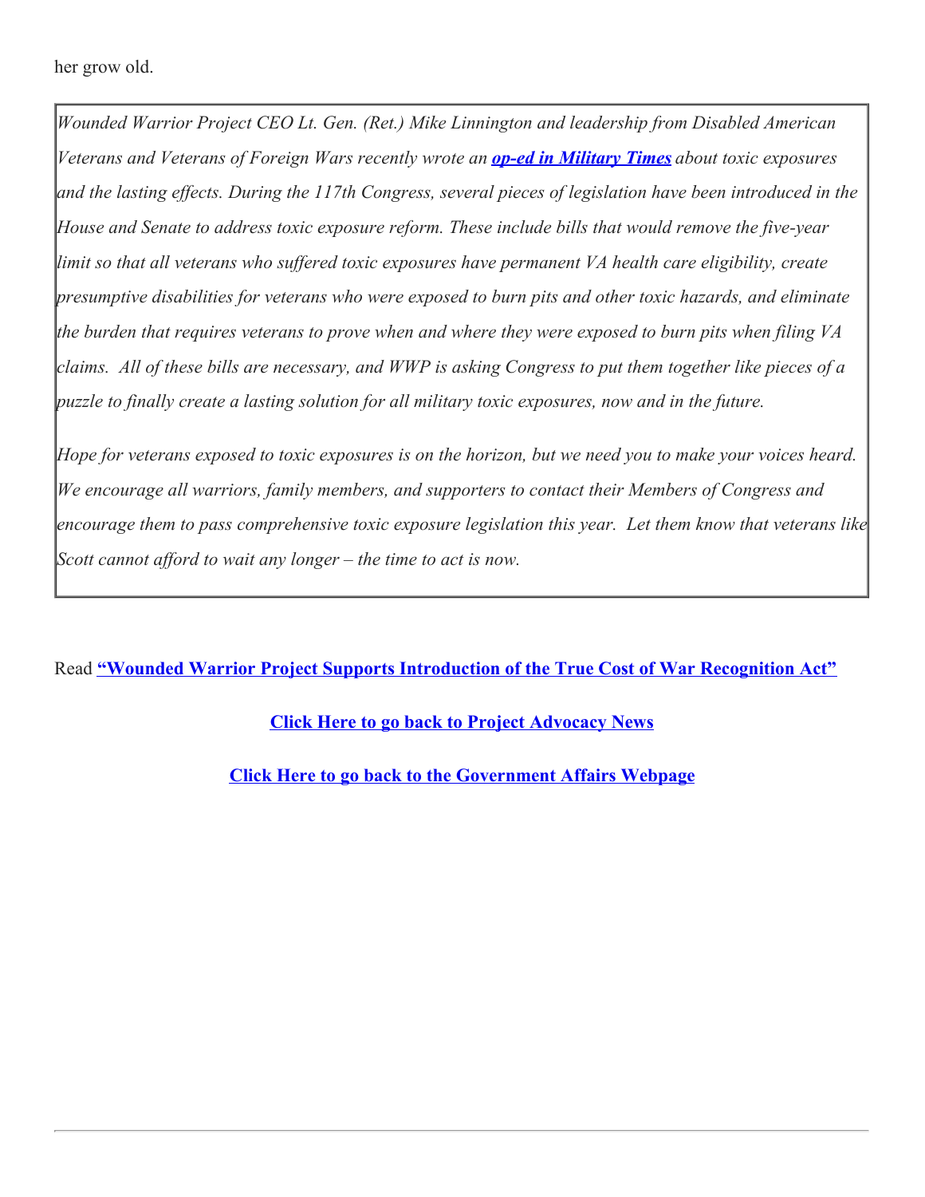her grow old.

*Wounded Warrior Project CEO Lt. Gen. (Ret.) Mike Linnington and leadership from Disabled American Veterans and Veterans of Foreign Wars recently wrote an* ***op-ed in Military Times*** *about toxic exposures and the lasting effects. During the 117th Congress, several pieces of legislation have been introduced in the House and Senate to address toxic exposure reform. These include bills that would remove the five-year limit so that all veterans who suffered toxic exposures have permanent VA health care eligibility, create presumptive disabilities for veterans who were exposed to burn pits and other toxic hazards, and eliminate the burden that requires veterans to prove when and where they were exposed to burn pits when filing VA claims. All of these bills are necessary, and WWP is asking Congress to put them together like pieces of a puzzle to finally create a lasting solution for all military toxic exposures, now and in the future.*

*Hope for veterans exposed to toxic exposures is on the horizon, but we need you to make your voices heard. We encourage all warriors, family members, and supporters to contact their Members of Congress and encourage them to pass comprehensive toxic exposure legislation this year. Let them know that veterans like Scott cannot afford to wait any longer – the time to act is now.*

Read **"Wounded Warrior Project Supports Introduction of the True Cost of War Recognition Act"**

**Click Here to go back to Project Advocacy News**

**Click Here to go back to the Government Affairs Webpage**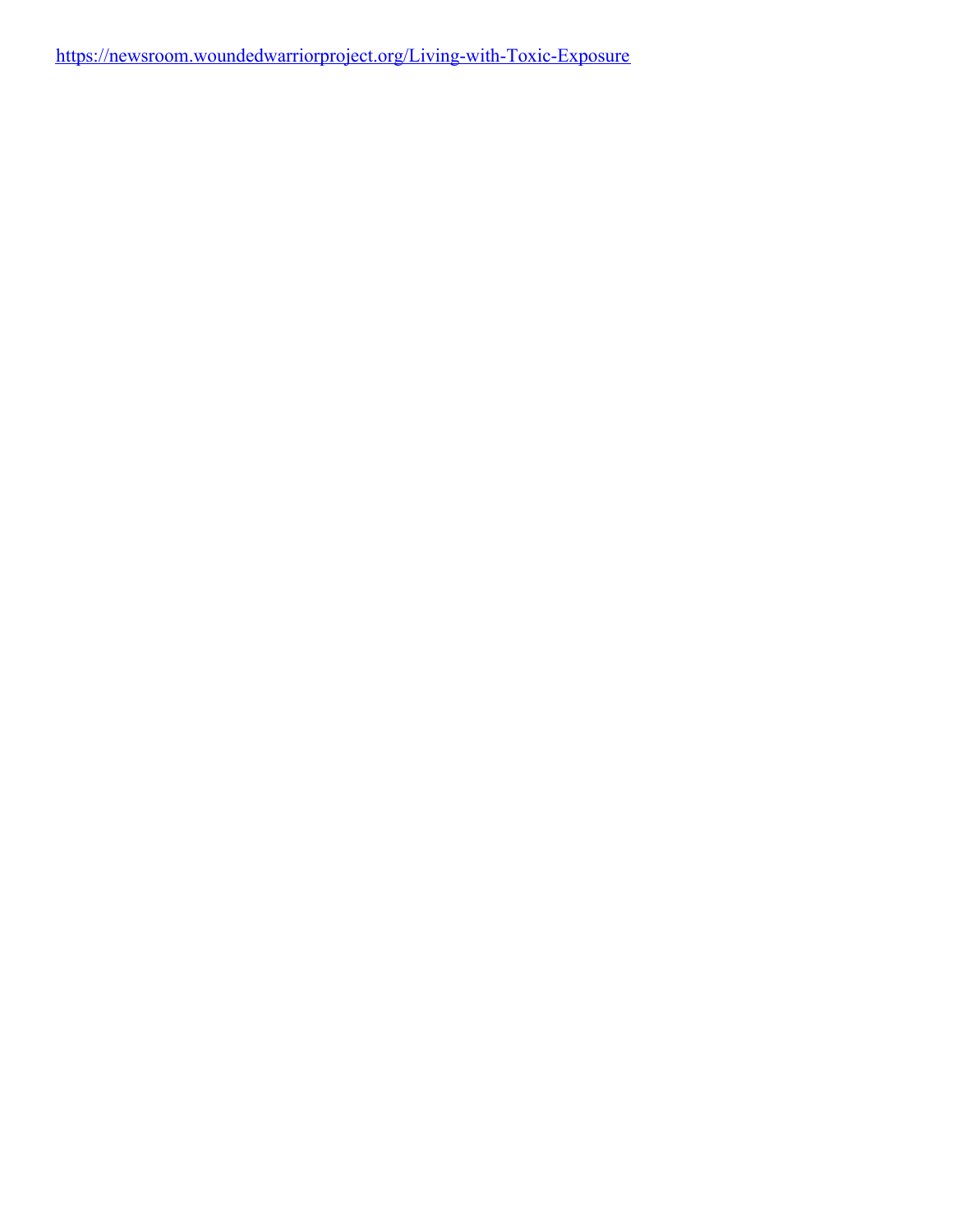https://newsroom.woundedwarriorproject.org/Living-with-Toxic-Exposure